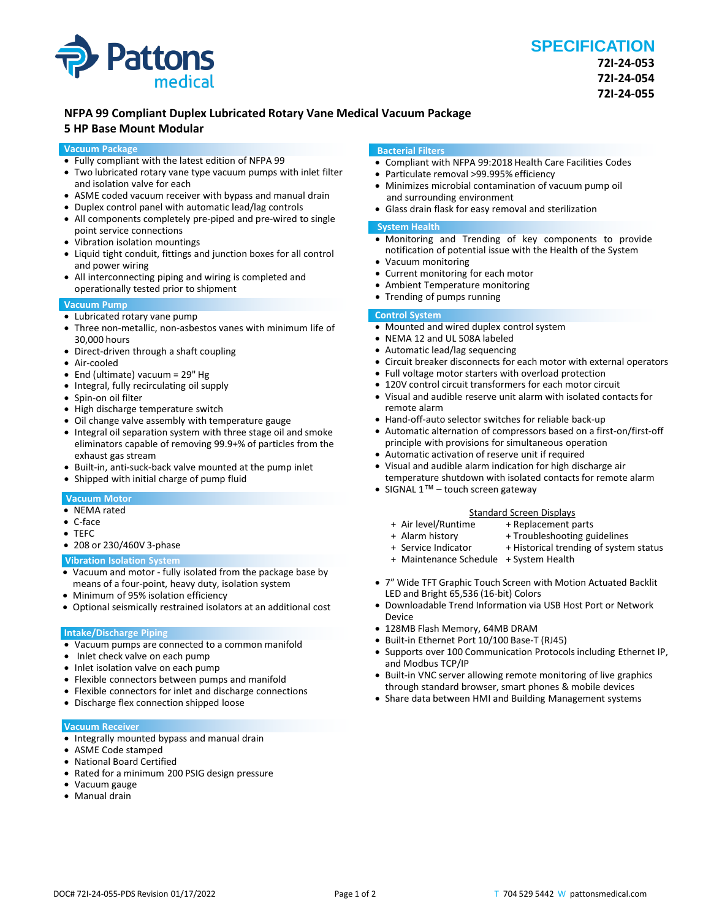Pattons medical

# SPECIFICATION

**72I-24-053**
**72I-24-054**
**72I-24-055**

## NFPA 99 Compliant Duplex Lubricated Rotary Vane Medical Vacuum Package
## 5 HP Base Mount Modular

### Vacuum Package

- Fully compliant with the latest edition of NFPA 99
- Two lubricated rotary vane type vacuum pumps with inlet filter and isolation valve for each
- ASME coded vacuum receiver with bypass and manual drain
- Duplex control panel with automatic lead/lag controls
- All components completely pre-piped and pre-wired to single point service connections
- Vibration isolation mountings
- Liquid tight conduit, fittings and junction boxes for all control and power wiring
- All interconnecting piping and wiring is completed and operationally tested prior to shipment

### Vacuum Pump

- Lubricated rotary vane pump
- Three non-metallic, non-asbestos vanes with minimum life of 30,000 hours
- Direct-driven through a shaft coupling
- Air-cooled
- End (ultimate) vacuum = 29" Hg
- Integral, fully recirculating oil supply
- Spin-on oil filter
- High discharge temperature switch
- Oil change valve assembly with temperature gauge
- Integral oil separation system with three stage oil and smoke eliminators capable of removing 99.9+% of particles from the exhaust gas stream
- Built-in, anti-suck-back valve mounted at the pump inlet
- Shipped with initial charge of pump fluid

### Vacuum Motor

- NEMA rated
- C-face
- TEFC
- 208 or 230/460V 3-phase

### Vibration Isolation System

- Vacuum and motor - fully isolated from the package base by means of a four-point, heavy duty, isolation system
- Minimum of 95% isolation efficiency
- Optional seismically restrained isolators at an additional cost

### Intake/Discharge Piping

- Vacuum pumps are connected to a common manifold
- Inlet check valve on each pump
- Inlet isolation valve on each pump
- Flexible connectors between pumps and manifold
- Flexible connectors for inlet and discharge connections
- Discharge flex connection shipped loose

### Vacuum Receiver

- Integrally mounted bypass and manual drain
- ASME Code stamped
- National Board Certified
- Rated for a minimum 200 PSIG design pressure
- Vacuum gauge
- Manual drain

### Bacterial Filters

- Compliant with NFPA 99:2018 Health Care Facilities Codes
- Particulate removal >99.995% efficiency
- Minimizes microbial contamination of vacuum pump oil and surrounding environment
- Glass drain flask for easy removal and sterilization

### System Health

- Monitoring and Trending of key components to provide notification of potential issue with the Health of the System
- Vacuum monitoring
- Current monitoring for each motor
- Ambient Temperature monitoring
- Trending of pumps running

### Control System

- Mounted and wired duplex control system
- NEMA 12 and UL 508A labeled
- Automatic lead/lag sequencing
- Circuit breaker disconnects for each motor with external operators
- Full voltage motor starters with overload protection
- 120V control circuit transformers for each motor circuit
- Visual and audible reserve unit alarm with isolated contacts for remote alarm
- Hand-off-auto selector switches for reliable back-up
- Automatic alternation of compressors based on a first-on/first-off principle with provisions for simultaneous operation
- Automatic activation of reserve unit if required
- Visual and audible alarm indication for high discharge air temperature shutdown with isolated contacts for remote alarm
- SIGNAL 1™ – touch screen gateway

<u>Standard Screen Displays</u>

- + Air level/Runtime
- + Alarm history
- + Service Indicator
- + Maintenance Schedule
- + Replacement parts
- + Troubleshooting guidelines
- + Historical trending of system status
- + System Health

- 7" Wide TFT Graphic Touch Screen with Motion Actuated Backlit LED and Bright 65,536 (16-bit) Colors
- Downloadable Trend Information via USB Host Port or Network Device
- 128MB Flash Memory, 64MB DRAM
- Built-in Ethernet Port 10/100 Base-T (RJ45)
- Supports over 100 Communication Protocols including Ethernet IP, and Modbus TCP/IP
- Built-in VNC server allowing remote monitoring of live graphics through standard browser, smart phones & mobile devices
- Share data between HMI and Building Management systems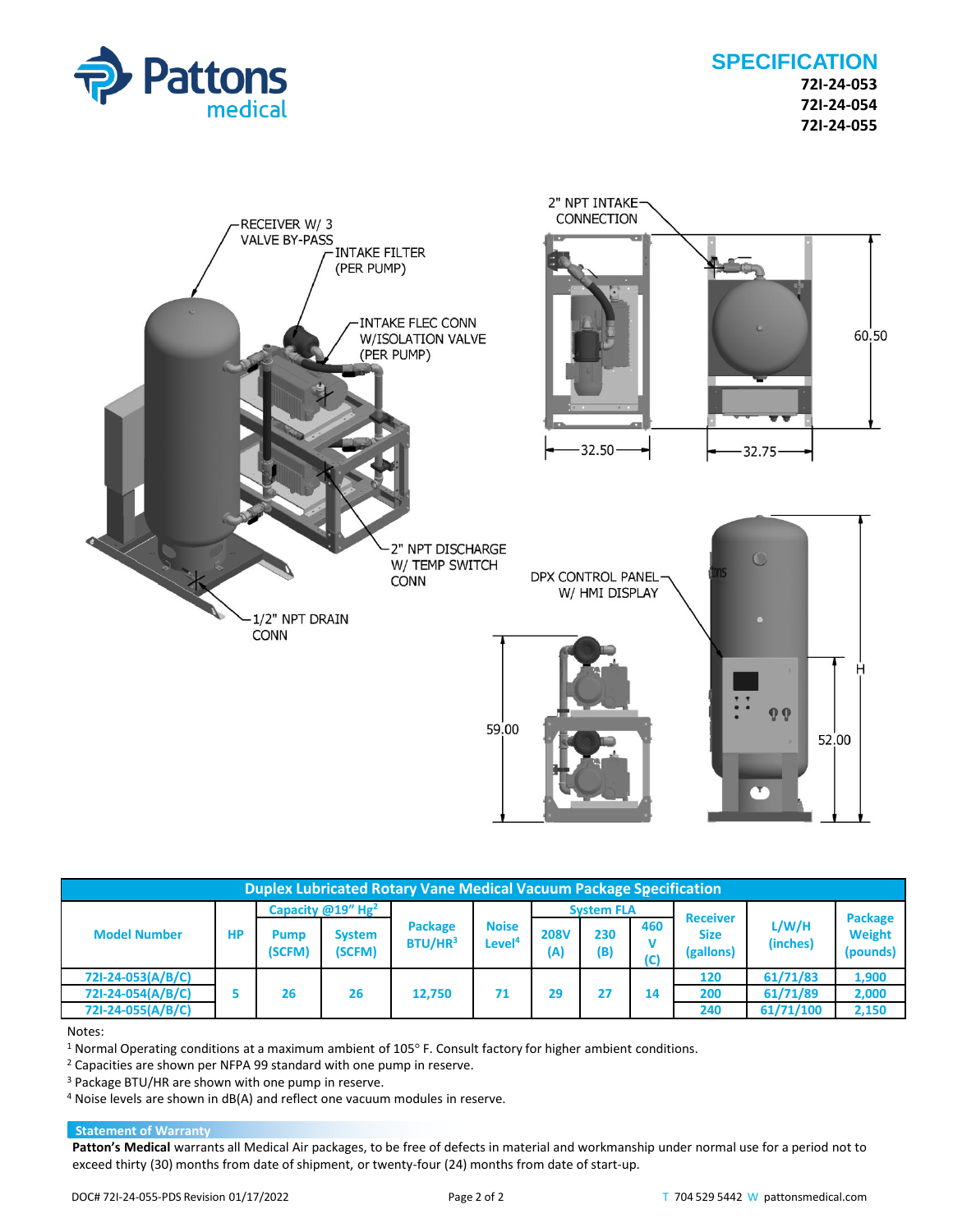# SPECIFICATION

**72I-24-053**
**72I-24-054**
**72I-24-055**

RECEIVER W/ 3 VALVE BY-PASS

INTAKE FILTER (PER PUMP)

INTAKE FLEC CONN W/ISOLATION VALVE (PER PUMP)

2" NPT DISCHARGE W/ TEMP SWITCH CONN

1/2" NPT DRAIN CONN

2" NPT INTAKE CONNECTION

60.50

32.50

32.75

DPX CONTROL PANEL W/ HMI DISPLAY

59.00

H

52.00

| Duplex Lubricated Rotary Vane Medical Vacuum Package Specification | | | | | | | | | | | |
|---|---|---|---|---|---|---|---|---|---|---|---|
| Model Number | HP | Capacity @19" Hg[2] | | Package BTU/HR[3] | Noise Level[4] | System FLA | | | Receiver Size (gallons) | L/W/H (inches) | Package Weight (pounds) |
| | | Pump (SCFM) | System (SCFM) | | | 208V (A) | 230 (B) | 460 V (C) | | | |
| 72I-24-053(A/B/C) | 5 | 26 | 26 | 12,750 | 71 | 29 | 27 | 14 | 120 | 61/71/83 | 1,900 |
| 72I-24-054(A/B/C) | | | | | | | | | 200 | 61/71/89 | 2,000 |
| 72I-24-055(A/B/C) | | | | | | | | | 240 | 61/71/100 | 2,150 |

Notes:

[1] Normal Operating conditions at a maximum ambient of 105° F. Consult factory for higher ambient conditions.

[2] Capacities are shown per NFPA 99 standard with one pump in reserve.

[3] Package BTU/HR are shown with one pump in reserve.

[4] Noise levels are shown in dB(A) and reflect one vacuum modules in reserve.

## Statement of Warranty

**Patton's Medical** warrants all Medical Air packages, to be free of defects in material and workmanship under normal use for a period not to exceed thirty (30) months from date of shipment, or twenty-four (24) months from date of start-up.

DOC# 72I-24-055-PDS Revision 01/17/2022

T 704 529 5442 W pattonsmedical.com